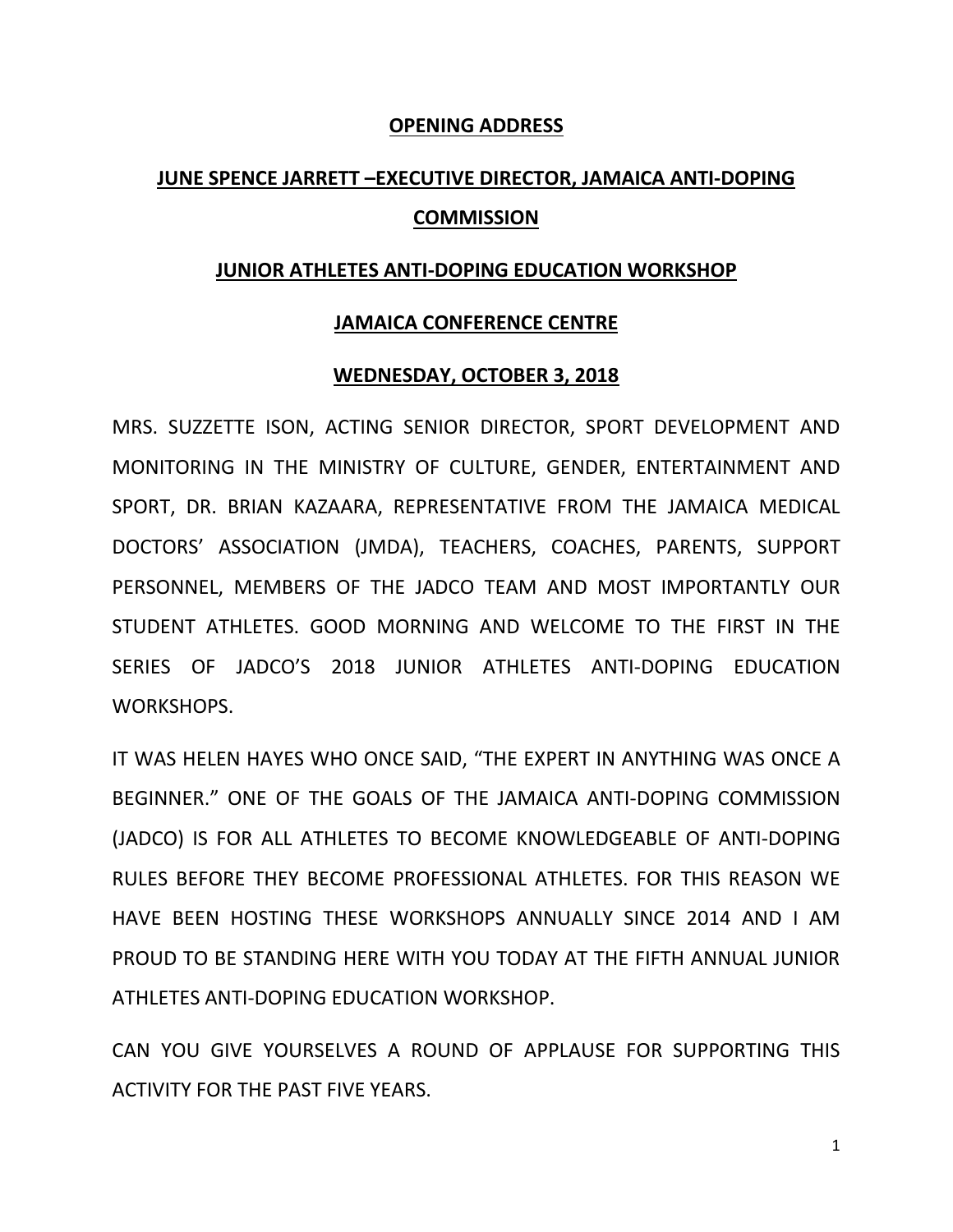# OPENING ADDRESS

## JUNE SPENCE JARRETT –EXECUTIVE DIRECTOR, JAMAICA ANTI-DOPING COMMISSION

## JUNIOR ATHLETES ANTI-DOPING EDUCATION WORKSHOP

## JAMAICA CONFERENCE CENTRE

## WEDNESDAY, OCTOBER 3, 2018

MRS. SUZZETTE ISON, ACTING SENIOR DIRECTOR, SPORT DEVELOPMENT AND MONITORING IN THE MINISTRY OF CULTURE, GENDER, ENTERTAINMENT AND SPORT, DR. BRIAN KAZAARA, REPRESENTATIVE FROM THE JAMAICA MEDICAL DOCTORS' ASSOCIATION (JMDA), TEACHERS, COACHES, PARENTS, SUPPORT PERSONNEL, MEMBERS OF THE JADCO TEAM AND MOST IMPORTANTLY OUR STUDENT ATHLETES. GOOD MORNING AND WELCOME TO THE FIRST IN THE SERIES OF JADCO'S 2018 JUNIOR ATHLETES ANTI-DOPING EDUCATION WORKSHOPS.

IT WAS HELEN HAYES WHO ONCE SAID, "THE EXPERT IN ANYTHING WAS ONCE A BEGINNER." ONE OF THE GOALS OF THE JAMAICA ANTI-DOPING COMMISSION (JADCO) IS FOR ALL ATHLETES TO BECOME KNOWLEDGEABLE OF ANTI-DOPING RULES BEFORE THEY BECOME PROFESSIONAL ATHLETES. FOR THIS REASON WE HAVE BEEN HOSTING THESE WORKSHOPS ANNUALLY SINCE 2014 AND I AM PROUD TO BE STANDING HERE WITH YOU TODAY AT THE FIFTH ANNUAL JUNIOR ATHLETES ANTI-DOPING EDUCATION WORKSHOP.

CAN YOU GIVE YOURSELVES A ROUND OF APPLAUSE FOR SUPPORTING THIS ACTIVITY FOR THE PAST FIVE YEARS.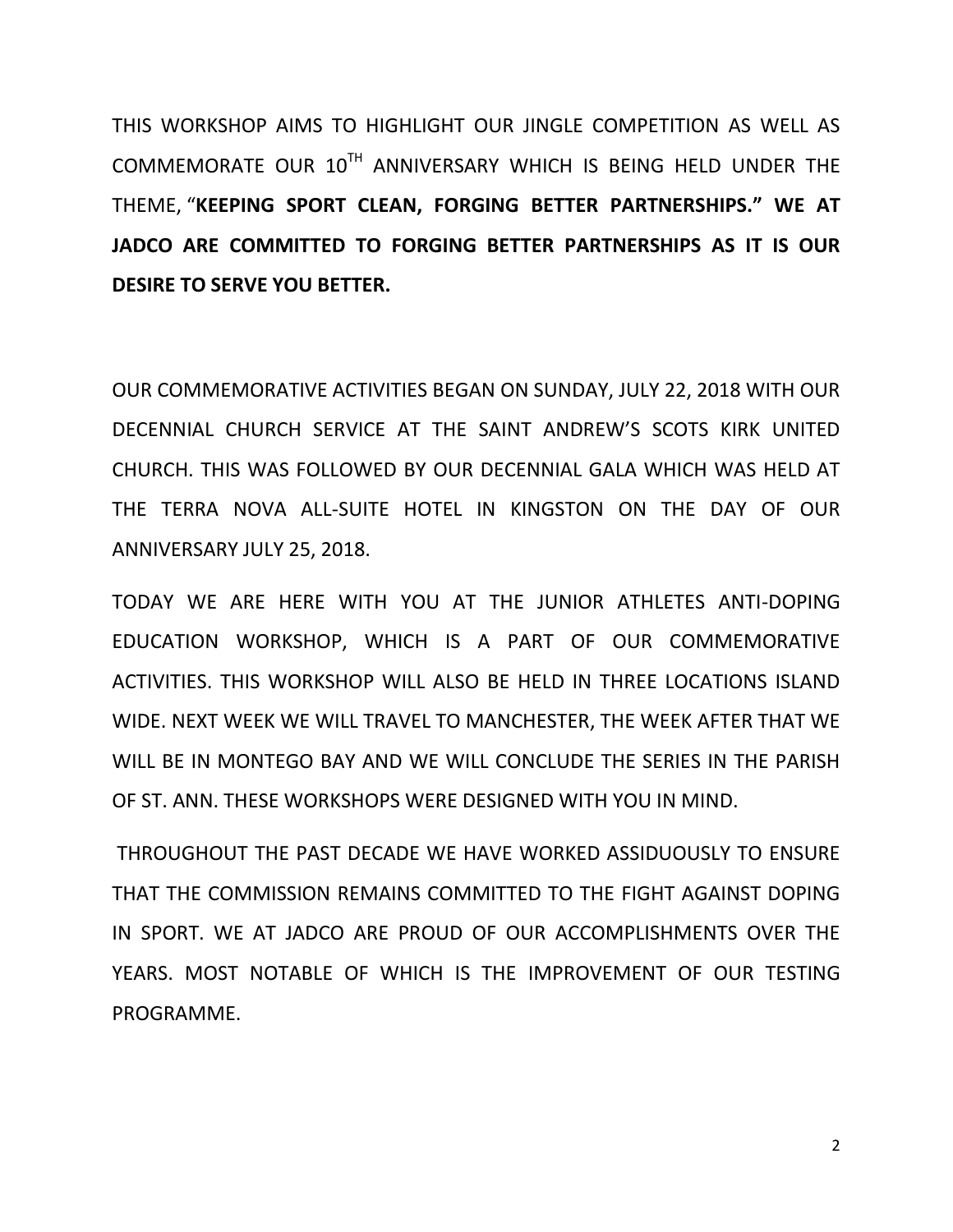THIS WORKSHOP AIMS TO HIGHLIGHT OUR JINGLE COMPETITION AS WELL AS COMMEMORATE OUR $10^{TH}$ ANNIVERSARY WHICH IS BEING HELD UNDER THE THEME, "**KEEPING SPORT CLEAN, FORGING BETTER PARTNERSHIPS." WE AT JADCO ARE COMMITTED TO FORGING BETTER PARTNERSHIPS AS IT IS OUR DESIRE TO SERVE YOU BETTER.**

OUR COMMEMORATIVE ACTIVITIES BEGAN ON SUNDAY, JULY 22, 2018 WITH OUR DECENNIAL CHURCH SERVICE AT THE SAINT ANDREW'S SCOTS KIRK UNITED CHURCH. THIS WAS FOLLOWED BY OUR DECENNIAL GALA WHICH WAS HELD AT THE TERRA NOVA ALL-SUITE HOTEL IN KINGSTON ON THE DAY OF OUR ANNIVERSARY JULY 25, 2018.

TODAY WE ARE HERE WITH YOU AT THE JUNIOR ATHLETES ANTI-DOPING EDUCATION WORKSHOP, WHICH IS A PART OF OUR COMMEMORATIVE ACTIVITIES. THIS WORKSHOP WILL ALSO BE HELD IN THREE LOCATIONS ISLAND WIDE. NEXT WEEK WE WILL TRAVEL TO MANCHESTER, THE WEEK AFTER THAT WE WILL BE IN MONTEGO BAY AND WE WILL CONCLUDE THE SERIES IN THE PARISH OF ST. ANN. THESE WORKSHOPS WERE DESIGNED WITH YOU IN MIND.

THROUGHOUT THE PAST DECADE WE HAVE WORKED ASSIDUOUSLY TO ENSURE THAT THE COMMISSION REMAINS COMMITTED TO THE FIGHT AGAINST DOPING IN SPORT. WE AT JADCO ARE PROUD OF OUR ACCOMPLISHMENTS OVER THE YEARS. MOST NOTABLE OF WHICH IS THE IMPROVEMENT OF OUR TESTING PROGRAMME.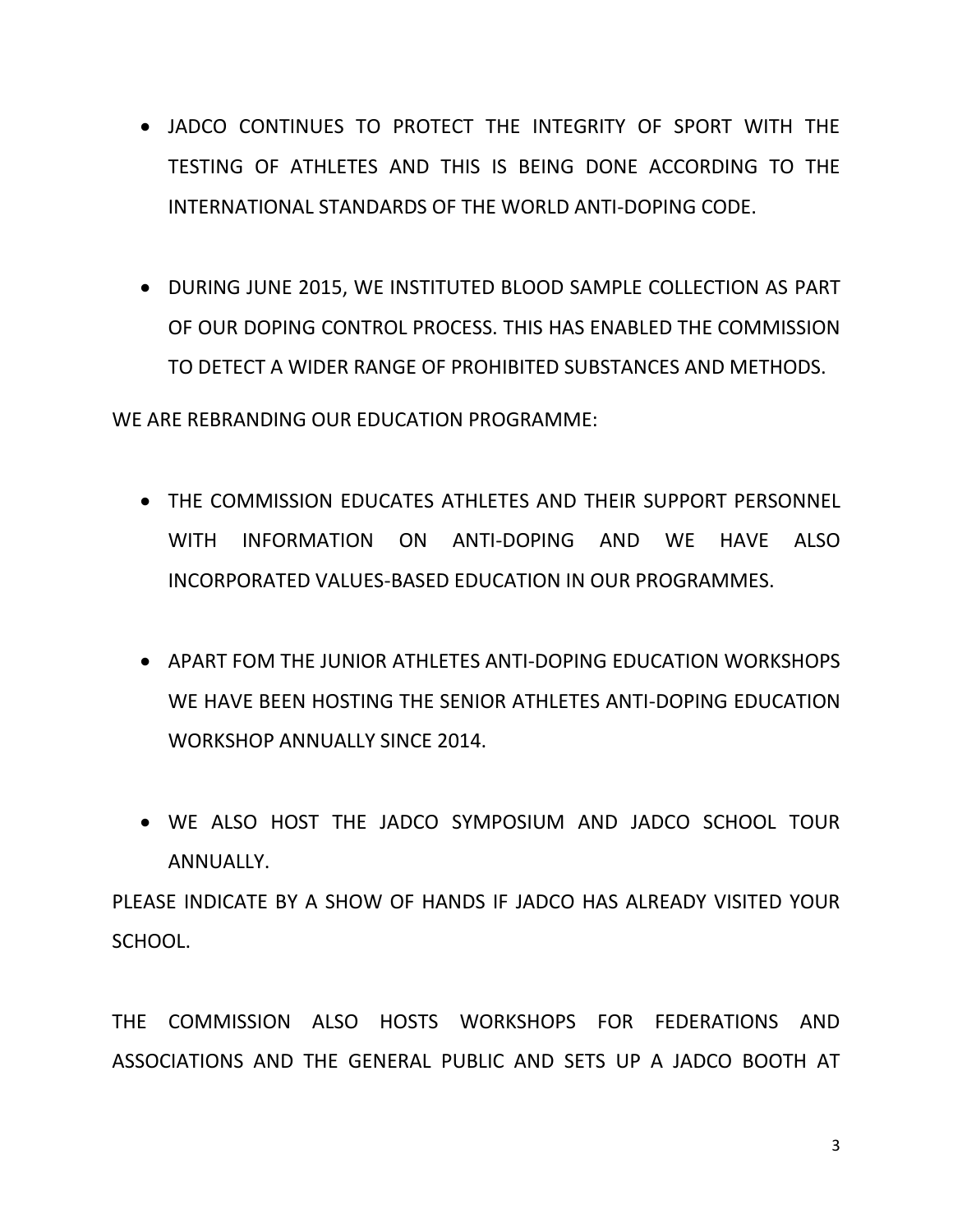- JADCO CONTINUES TO PROTECT THE INTEGRITY OF SPORT WITH THE TESTING OF ATHLETES AND THIS IS BEING DONE ACCORDING TO THE INTERNATIONAL STANDARDS OF THE WORLD ANTI-DOPING CODE.

- DURING JUNE 2015, WE INSTITUTED BLOOD SAMPLE COLLECTION AS PART OF OUR DOPING CONTROL PROCESS. THIS HAS ENABLED THE COMMISSION TO DETECT A WIDER RANGE OF PROHIBITED SUBSTANCES AND METHODS.

WE ARE REBRANDING OUR EDUCATION PROGRAMME:

- THE COMMISSION EDUCATES ATHLETES AND THEIR SUPPORT PERSONNEL WITH INFORMATION ON ANTI-DOPING AND WE HAVE ALSO INCORPORATED VALUES-BASED EDUCATION IN OUR PROGRAMMES.

- APART FOM THE JUNIOR ATHLETES ANTI-DOPING EDUCATION WORKSHOPS WE HAVE BEEN HOSTING THE SENIOR ATHLETES ANTI-DOPING EDUCATION WORKSHOP ANNUALLY SINCE 2014.

- WE ALSO HOST THE JADCO SYMPOSIUM AND JADCO SCHOOL TOUR ANNUALLY.

PLEASE INDICATE BY A SHOW OF HANDS IF JADCO HAS ALREADY VISITED YOUR SCHOOL.

THE COMMISSION ALSO HOSTS WORKSHOPS FOR FEDERATIONS AND ASSOCIATIONS AND THE GENERAL PUBLIC AND SETS UP A JADCO BOOTH AT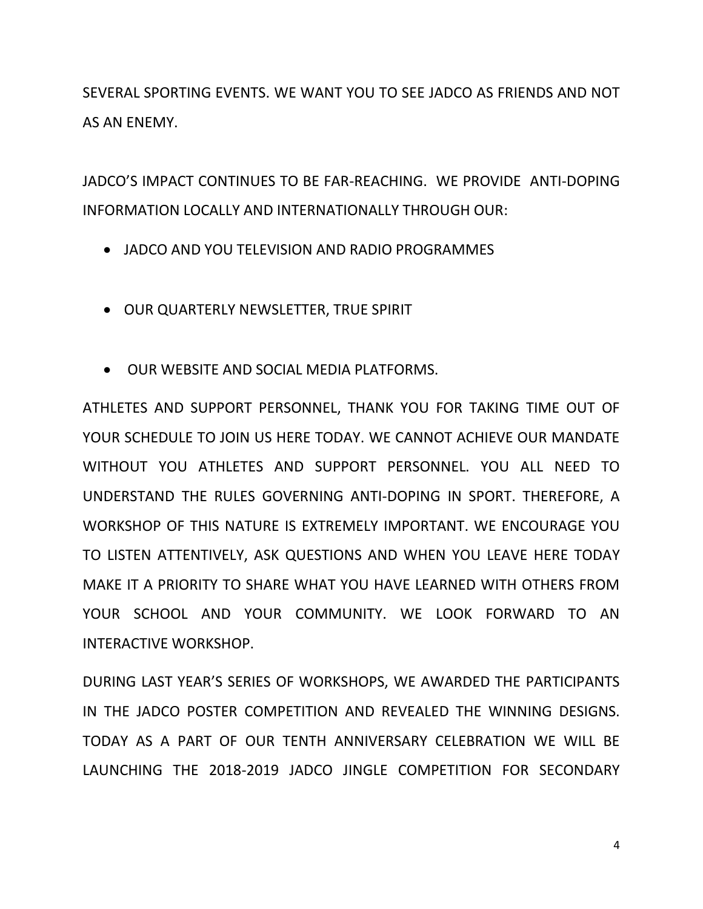SEVERAL SPORTING EVENTS. WE WANT YOU TO SEE JADCO AS FRIENDS AND NOT AS AN ENEMY.

JADCO'S IMPACT CONTINUES TO BE FAR-REACHING. WE PROVIDE ANTI-DOPING INFORMATION LOCALLY AND INTERNATIONALLY THROUGH OUR:

- JADCO AND YOU TELEVISION AND RADIO PROGRAMMES
- OUR QUARTERLY NEWSLETTER, TRUE SPIRIT
- OUR WEBSITE AND SOCIAL MEDIA PLATFORMS.

ATHLETES AND SUPPORT PERSONNEL, THANK YOU FOR TAKING TIME OUT OF YOUR SCHEDULE TO JOIN US HERE TODAY. WE CANNOT ACHIEVE OUR MANDATE WITHOUT YOU ATHLETES AND SUPPORT PERSONNEL. YOU ALL NEED TO UNDERSTAND THE RULES GOVERNING ANTI-DOPING IN SPORT. THEREFORE, A WORKSHOP OF THIS NATURE IS EXTREMELY IMPORTANT. WE ENCOURAGE YOU TO LISTEN ATTENTIVELY, ASK QUESTIONS AND WHEN YOU LEAVE HERE TODAY MAKE IT A PRIORITY TO SHARE WHAT YOU HAVE LEARNED WITH OTHERS FROM YOUR SCHOOL AND YOUR COMMUNITY. WE LOOK FORWARD TO AN INTERACTIVE WORKSHOP.

DURING LAST YEAR'S SERIES OF WORKSHOPS, WE AWARDED THE PARTICIPANTS IN THE JADCO POSTER COMPETITION AND REVEALED THE WINNING DESIGNS. TODAY AS A PART OF OUR TENTH ANNIVERSARY CELEBRATION WE WILL BE LAUNCHING THE 2018-2019 JADCO JINGLE COMPETITION FOR SECONDARY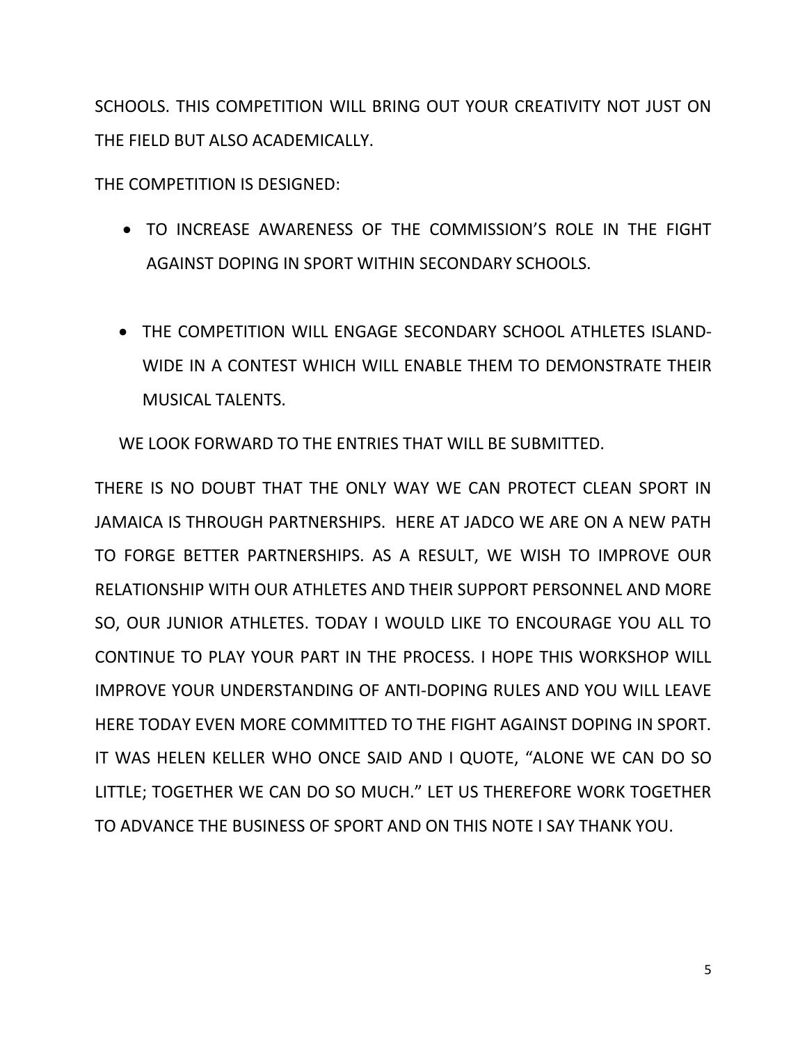SCHOOLS. THIS COMPETITION WILL BRING OUT YOUR CREATIVITY NOT JUST ON THE FIELD BUT ALSO ACADEMICALLY.

THE COMPETITION IS DESIGNED:

- TO INCREASE AWARENESS OF THE COMMISSION'S ROLE IN THE FIGHT AGAINST DOPING IN SPORT WITHIN SECONDARY SCHOOLS.

- THE COMPETITION WILL ENGAGE SECONDARY SCHOOL ATHLETES ISLAND-WIDE IN A CONTEST WHICH WILL ENABLE THEM TO DEMONSTRATE THEIR MUSICAL TALENTS.

WE LOOK FORWARD TO THE ENTRIES THAT WILL BE SUBMITTED.

THERE IS NO DOUBT THAT THE ONLY WAY WE CAN PROTECT CLEAN SPORT IN JAMAICA IS THROUGH PARTNERSHIPS. HERE AT JADCO WE ARE ON A NEW PATH TO FORGE BETTER PARTNERSHIPS. AS A RESULT, WE WISH TO IMPROVE OUR RELATIONSHIP WITH OUR ATHLETES AND THEIR SUPPORT PERSONNEL AND MORE SO, OUR JUNIOR ATHLETES. TODAY I WOULD LIKE TO ENCOURAGE YOU ALL TO CONTINUE TO PLAY YOUR PART IN THE PROCESS. I HOPE THIS WORKSHOP WILL IMPROVE YOUR UNDERSTANDING OF ANTI-DOPING RULES AND YOU WILL LEAVE HERE TODAY EVEN MORE COMMITTED TO THE FIGHT AGAINST DOPING IN SPORT. IT WAS HELEN KELLER WHO ONCE SAID AND I QUOTE, "ALONE WE CAN DO SO LITTLE; TOGETHER WE CAN DO SO MUCH." LET US THEREFORE WORK TOGETHER TO ADVANCE THE BUSINESS OF SPORT AND ON THIS NOTE I SAY THANK YOU.